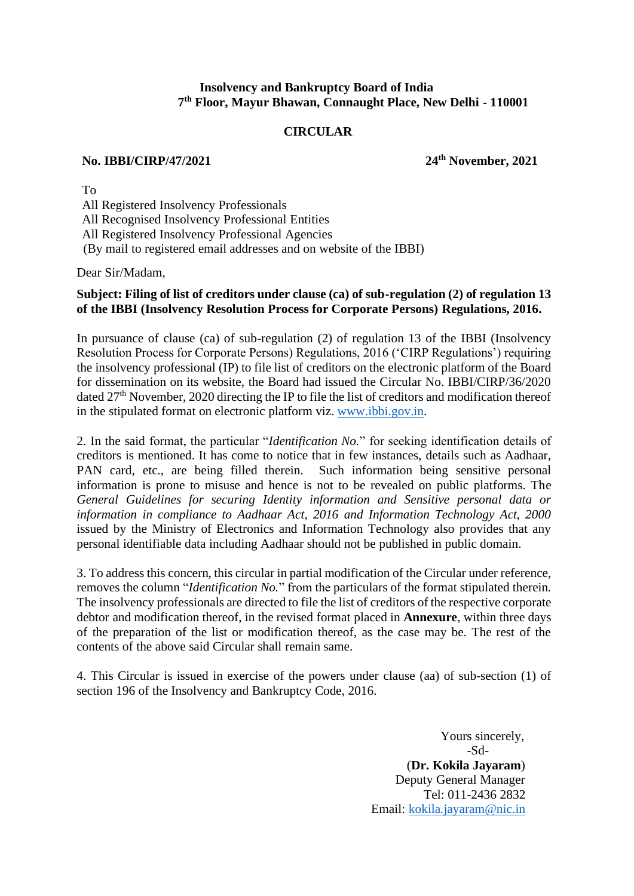**Insolvency and Bankruptcy Board of India**
**7th Floor, Mayur Bhawan, Connaught Place, New Delhi - 110001**

## CIRCULAR

**No. IBBI/CIRP/47/2021** **24th November, 2021**

To
All Registered Insolvency Professionals
All Recognised Insolvency Professional Entities
All Registered Insolvency Professional Agencies
(By mail to registered email addresses and on website of the IBBI)

Dear Sir/Madam,

**Subject: Filing of list of creditors under clause (ca) of sub-regulation (2) of regulation 13 of the IBBI (Insolvency Resolution Process for Corporate Persons) Regulations, 2016.**

In pursuance of clause (ca) of sub-regulation (2) of regulation 13 of the IBBI (Insolvency Resolution Process for Corporate Persons) Regulations, 2016 ('CIRP Regulations') requiring the insolvency professional (IP) to file list of creditors on the electronic platform of the Board for dissemination on its website, the Board had issued the Circular No. IBBI/CIRP/36/2020 dated 27th November, 2020 directing the IP to file the list of creditors and modification thereof in the stipulated format on electronic platform viz. www.ibbi.gov.in.

2. In the said format, the particular "*Identification No.*" for seeking identification details of creditors is mentioned. It has come to notice that in few instances, details such as Aadhaar, PAN card, etc., are being filled therein. Such information being sensitive personal information is prone to misuse and hence is not to be revealed on public platforms. The *General Guidelines for securing Identity information and Sensitive personal data or information in compliance to Aadhaar Act, 2016 and Information Technology Act, 2000* issued by the Ministry of Electronics and Information Technology also provides that any personal identifiable data including Aadhaar should not be published in public domain.

3. To address this concern, this circular in partial modification of the Circular under reference, removes the column "*Identification No.*" from the particulars of the format stipulated therein. The insolvency professionals are directed to file the list of creditors of the respective corporate debtor and modification thereof, in the revised format placed in **Annexure**, within three days of the preparation of the list or modification thereof, as the case may be. The rest of the contents of the above said Circular shall remain same.

4. This Circular is issued in exercise of the powers under clause (aa) of sub-section (1) of section 196 of the Insolvency and Bankruptcy Code, 2016.

Yours sincerely,
-Sd-
(**Dr. Kokila Jayaram**)
Deputy General Manager
Tel: 011-2436 2832
Email: kokila.jayaram@nic.in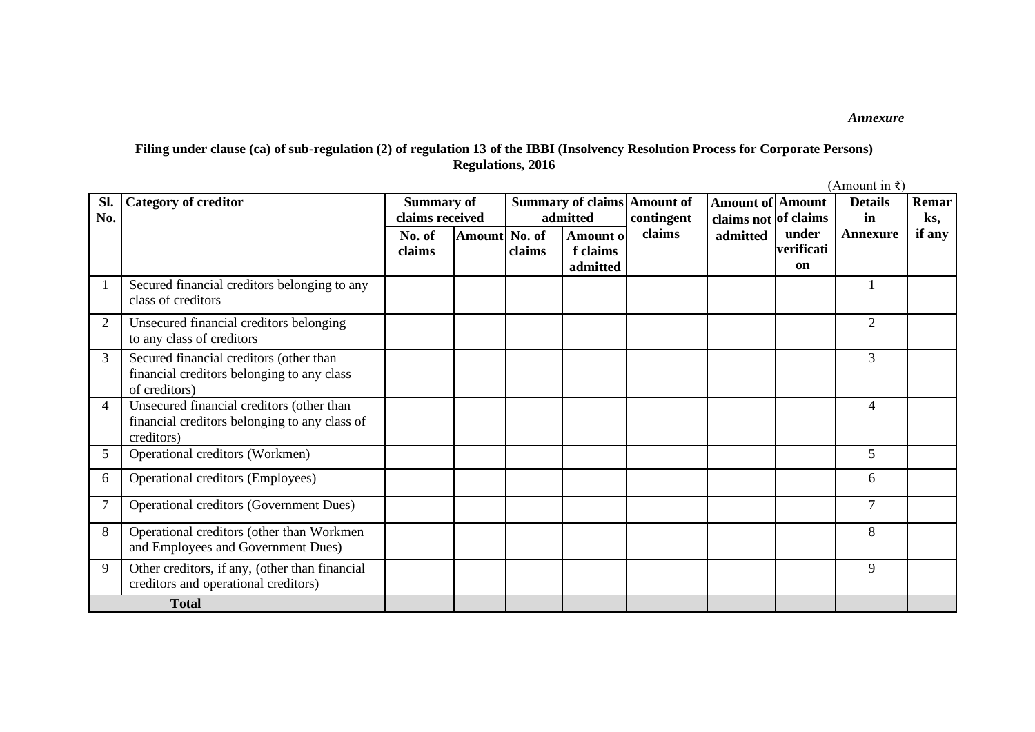*Annexure*

**Filing under clause (ca) of sub-regulation (2) of regulation 13 of the IBBI (Insolvency Resolution Process for Corporate Persons) Regulations, 2016**

(Amount in ₹)

| Sl. No. | Category of creditor | Summary of claims received | | Summary of claims admitted | | Amount of contingent claims | Amount of claims not admitted | Amount of claims under verification | Details in Annexure | Remarks, if any |
|---|---|---|---|---|---|---|---|---|---|---|
| | | No. of claims | Amount | No. of claims | Amount of claims admitted | | | | | |
| 1 | Secured financial creditors belonging to any class of creditors | | | | | | | | 1 | |
| 2 | Unsecured financial creditors belonging to any class of creditors | | | | | | | | 2 | |
| 3 | Secured financial creditors (other than financial creditors belonging to any class of creditors) | | | | | | | | 3 | |
| 4 | Unsecured financial creditors (other than financial creditors belonging to any class of creditors) | | | | | | | | 4 | |
| 5 | Operational creditors (Workmen) | | | | | | | | 5 | |
| 6 | Operational creditors (Employees) | | | | | | | | 6 | |
| 7 | Operational creditors (Government Dues) | | | | | | | | 7 | |
| 8 | Operational creditors (other than Workmen and Employees and Government Dues) | | | | | | | | 8 | |
| 9 | Other creditors, if any, (other than financial creditors and operational creditors) | | | | | | | | 9 | |
| **Total** | | | | | | | | | | |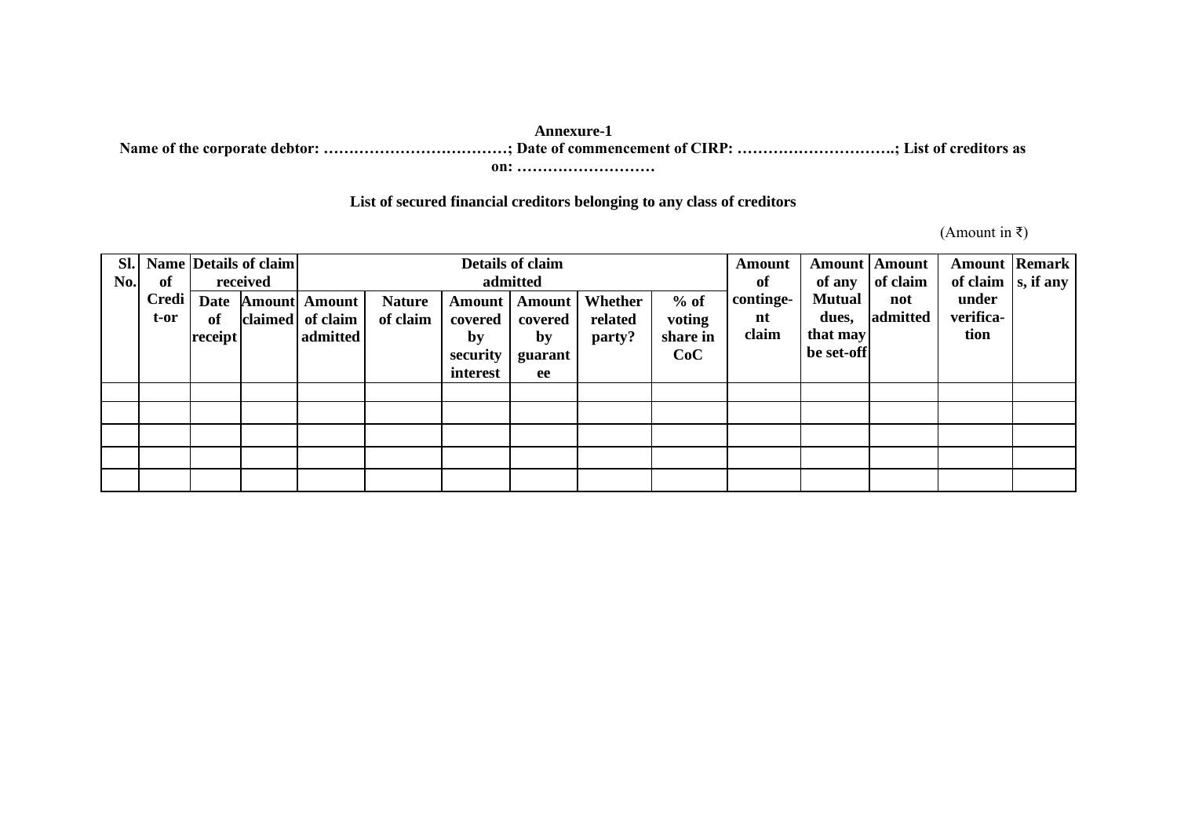**Annexure-1**

**Name of the corporate debtor: ………………………………; Date of commencement of CIRP: …………………………; List of creditors as on: ………………………**

**List of secured financial creditors belonging to any class of creditors**

(Amount in ₹)

| Sl. No. | Name of Credit-or | Details of claim received | | Details of claim admitted | | | | | | Amount of conting-ent claim | Amount of any Mutual dues, that may be set-off | Amount of claim not admitted | Amount of claim under verifica-tion | Remarks, if any |
|---|---|---|---|---|---|---|---|---|---|---|---|---|---|---|
| | | Date of receipt | Amount claimed | Amount of claim admitted | Nature of claim | Amount covered by security interest | Amount covered by guarantee | Whether related party? | % of voting share in CoC | | | | | |
| | | | | | | | | | | | | | | |
| | | | | | | | | | | | | | | |
| | | | | | | | | | | | | | | |
| | | | | | | | | | | | | | | |
| | | | | | | | | | | | | | | |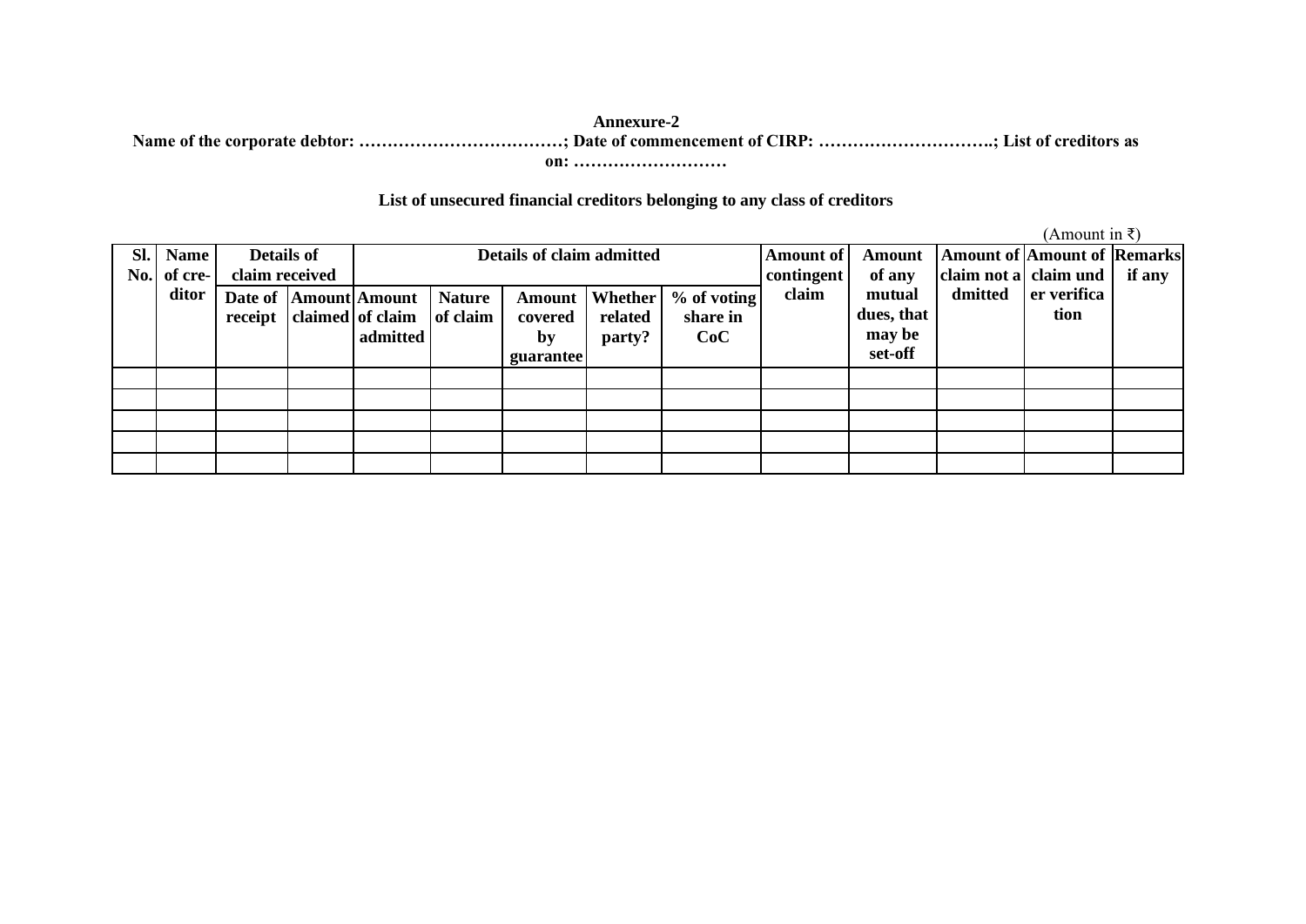**Annexure-2**

**Name of the corporate debtor: ………………………………; Date of commencement of CIRP: …………………………..; List of creditors as on: ………………………**

**List of unsecured financial creditors belonging to any class of creditors**

(Amount in ₹)

| Sl. No. | Name of creditor | Details of claim received | | Details of claim admitted | | | | | Amount of contingent claim | Amount of any mutual dues, that may be set-off | Amount of claim not admitted | Amount of claim under verification | Remarks if any |
|---|---|---|---|---|---|---|---|---|---|---|---|---|---|
| | | Date of receipt | Amount claimed | Amount of claim admitted | Nature of claim | Amount covered by guarantee | Whether related party? | % of voting share in CoC | | | | | |
| | | | | | | | | | | | | | |
| | | | | | | | | | | | | | |
| | | | | | | | | | | | | | |
| | | | | | | | | | | | | | |
| | | | | | | | | | | | | | |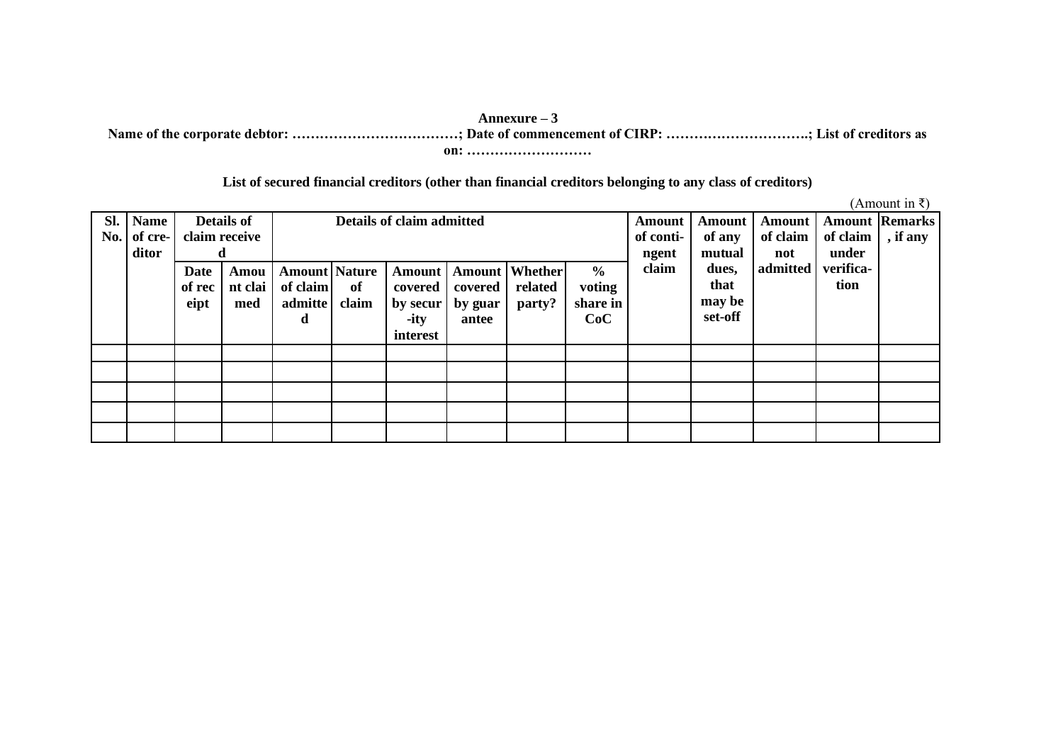**Annexure – 3**

**Name of the corporate debtor: ………………………………; Date of commencement of CIRP: …………………………; List of creditors as on: ………………………**

**List of secured financial creditors (other than financial creditors belonging to any class of creditors)**

(Amount in ₹)

| Sl. No. | Name of creditor | Details of claim received | | Details of claim admitted | | | | | | Amount of contingent claim | Amount of any mutual dues, that may be set-off | Amount of claim not admitted | Amount of claim under verification | Remarks, if any |
|---|---|---|---|---|---|---|---|---|---|---|---|---|---|---|
| | | Date of receipt | Amount claimed | Amount of claim admitted | Nature of claim | Amount covered by security interest | Amount covered by guarantee | Whether related party? | % voting share in CoC | | | | | |
| | | | | | | | | | | | | | | |
| | | | | | | | | | | | | | | |
| | | | | | | | | | | | | | | |
| | | | | | | | | | | | | | | |
| | | | | | | | | | | | | | | |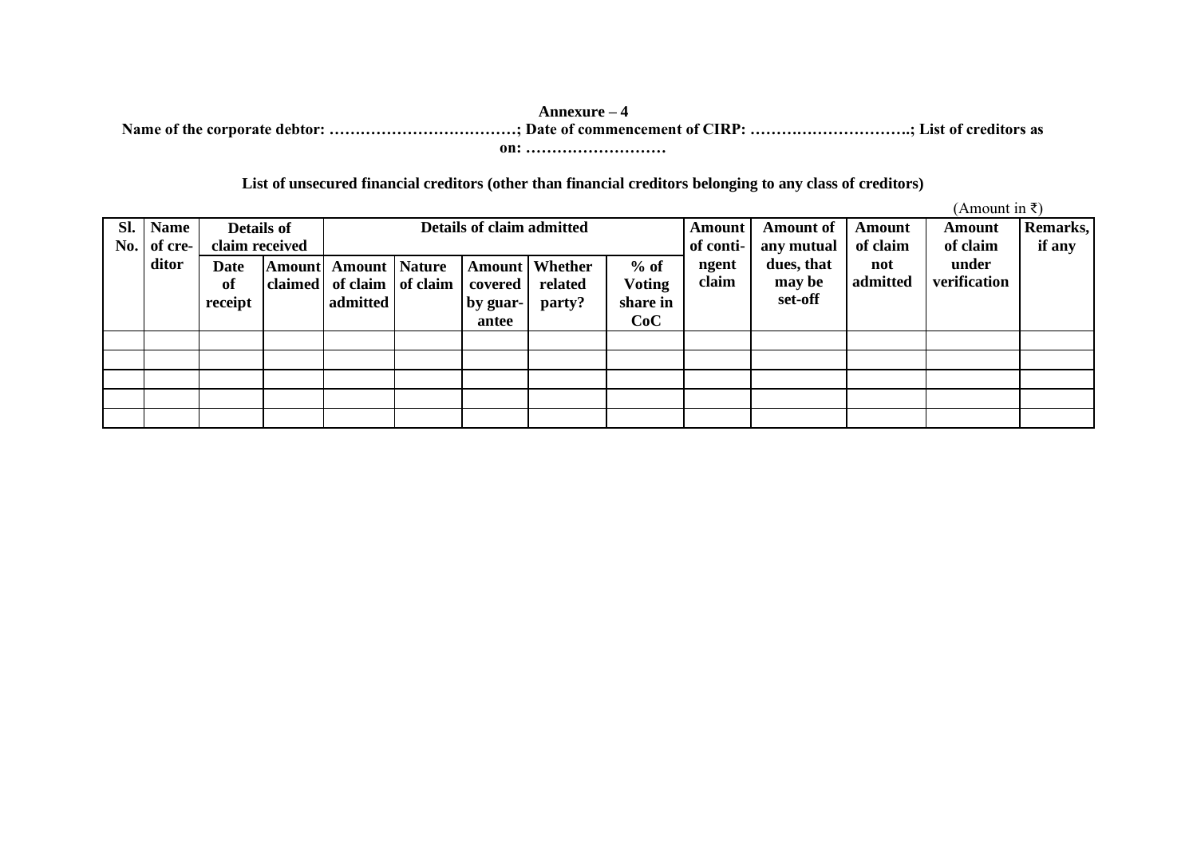**Annexure – 4**

**Name of the corporate debtor: ………………………………; Date of commencement of CIRP: …………………………; List of creditors as on: ………………………**

**List of unsecured financial creditors (other than financial creditors belonging to any class of creditors)**

(Amount in ₹)

| Sl. No. | Name of creditor | Details of claim received | | Details of claim admitted | | | | | Amount of contingent claim | Amount of any mutual dues, that may be set-off | Amount of claim not admitted | Amount of claim under verification | Remarks, if any |
|---|---|---|---|---|---|---|---|---|---|---|---|---|---|
| | | Date of receipt | Amount claimed | Amount of claim admitted | Nature of claim | Amount covered by guarantee | Whether related party? | % of Voting share in CoC | | | | | |
| | | | | | | | | | | | | | |
| | | | | | | | | | | | | | |
| | | | | | | | | | | | | | |
| | | | | | | | | | | | | | |
| | | | | | | | | | | | | | |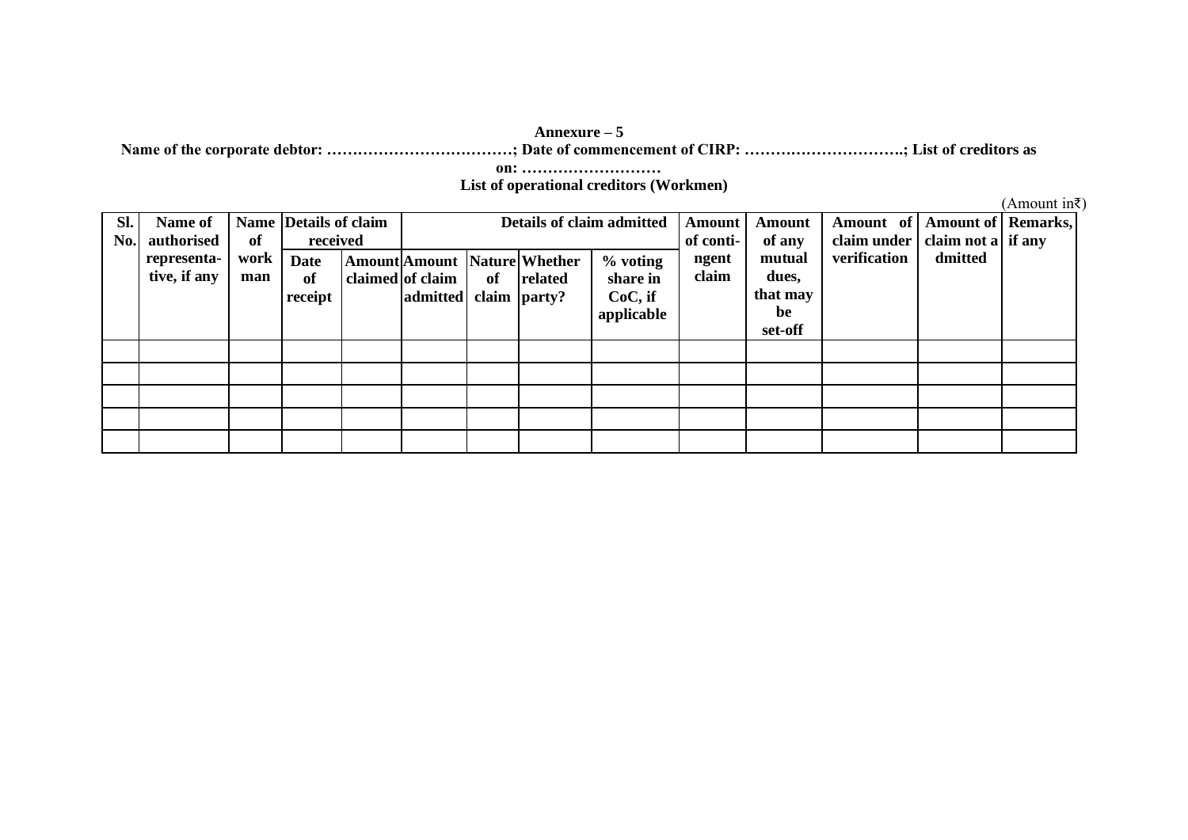**Annexure – 5**

**Name of the corporate debtor: ……………………………; Date of commencement of CIRP: ………………………..; List of creditors as on: ………………………**

**List of operational creditors (Workmen)**

(Amount in₹)

| Sl. No. | Name of authorised representa-tive, if any | Name of work man | Details of claim received | | Details of claim admitted | | | | | Amount of conti-ngent claim | Amount of any mutual dues, that may be set-off | Amount of claim under verification | Amount of claim not a dmitted | Remarks, if any |
|---|---|---|---|---|---|---|---|---|---|---|---|---|---|---|
| | | | Date of receipt | Amount claimed | Amount of claim admitted | Nature of claim | Whether related party? | % voting share in CoC, if applicable | | | | | | |
| | | | | | | | | | | | | | | |
| | | | | | | | | | | | | | | |
| | | | | | | | | | | | | | | |
| | | | | | | | | | | | | | | |
| | | | | | | | | | | | | | | |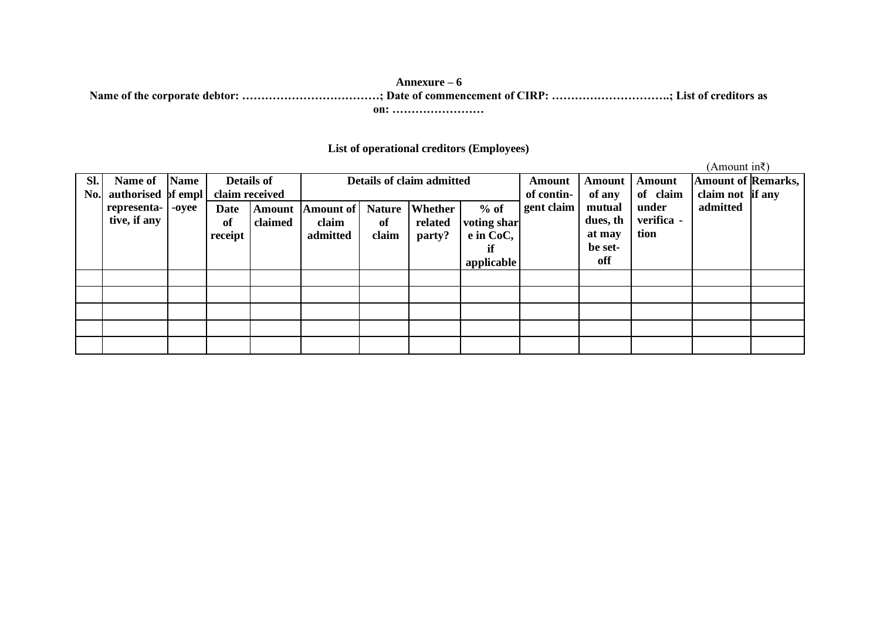**Annexure – 6**

**Name of the corporate debtor: ………………………………; Date of commencement of CIRP: …………………………; List of creditors as on: ……………………**

**List of operational creditors (Employees)**

(Amount in₹)

| Sl. No. | Name of authorised representa-tive, if any | Name of empl-oyee | Details of claim received | | Details of claim admitted | | | | Amount of contin-gent claim | Amount of any mutual dues, that may be set-off | Amount of claim under verifica-tion | Amount of claim not admitted | Remarks, if any |
|---|---|---|---|---|---|---|---|---|---|---|---|---|---|
| | | | Date of receipt | Amount claimed | Amount of claim admitted | Nature of claim | Whether related party? | % of voting share in CoC, if applicable | | | | | |
| | | | | | | | | | | | | | |
| | | | | | | | | | | | | | |
| | | | | | | | | | | | | | |
| | | | | | | | | | | | | | |
| | | | | | | | | | | | | | |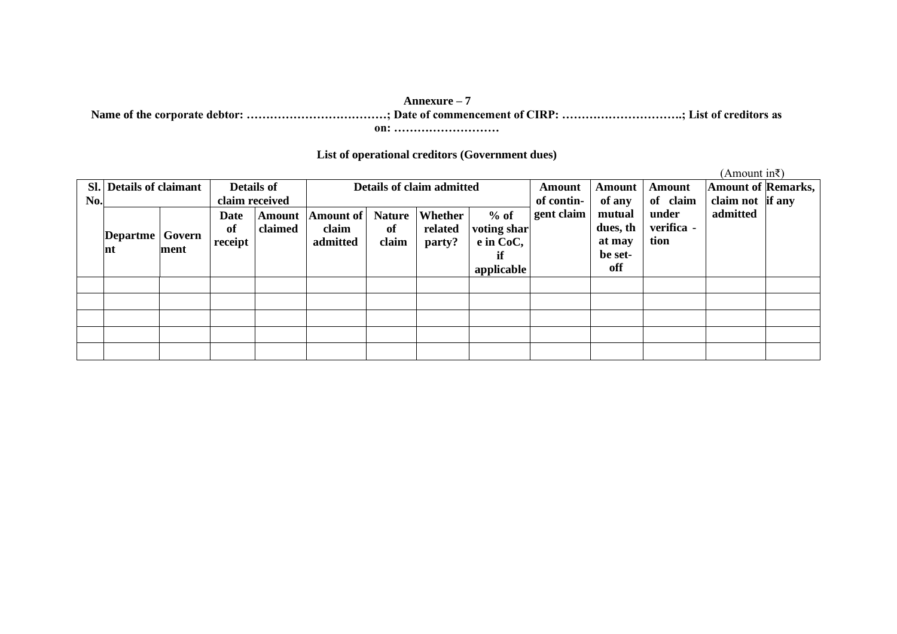**Annexure – 7**

**Name of the corporate debtor: ………………………………; Date of commencement of CIRP: ………………………….; List of creditors as on: ………………………**

**List of operational creditors (Government dues)**

(Amount in₹)

| Sl. No. | Details of claimant | | Details of claim received | | Details of claim admitted | | | | Amount of contin-gent claim | Amount of any mutual dues, th at may be set-off | Amount of claim under verifica - tion | Amount of claim not admitted | Remarks, if any |
|---|---|---|---|---|---|---|---|---|---|---|---|---|---|
| | Departme nt | Govern ment | Date of receipt | Amount claimed | Amount of claim admitted | Nature of claim | Whether related party? | % of voting shar e in CoC, if applicable | | | | | |
| | | | | | | | | | | | | | |
| | | | | | | | | | | | | | |
| | | | | | | | | | | | | | |
| | | | | | | | | | | | | | |
| | | | | | | | | | | | | | |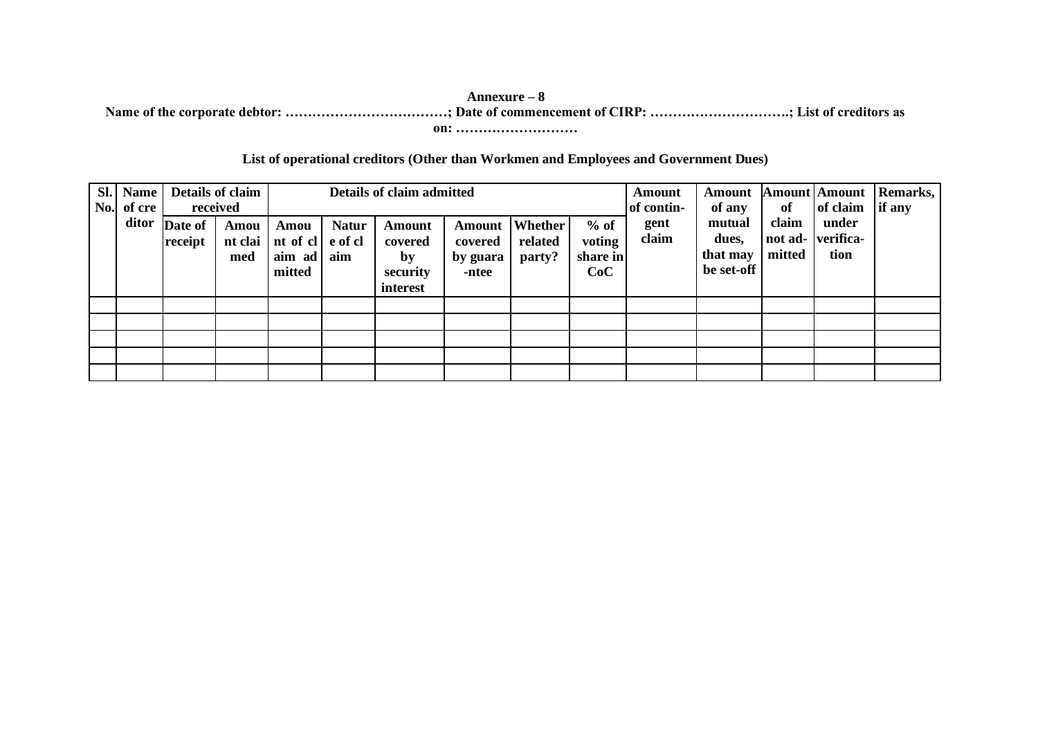**Annexure – 8**

**Name of the corporate debtor: ………………………………; Date of commencement of CIRP: …………………………; List of creditors as on: ………………………**

**List of operational creditors (Other than Workmen and Employees and Government Dues)**

| Sl. No. | Name of creditor | Details of claim received | | Details of claim admitted | | | | | | Amount of contingent claim | Amount of any mutual dues, that may be set-off | Amount of claim not admitted | Amount of claim under verification | Remarks, if any |
|---|---|---|---|---|---|---|---|---|---|---|---|---|---|---|
| | | Date of receipt | Amount claimed | Amount of claim admitted | Nature of claim | Amount covered by security interest | Amount covered by guarantee | Whether related party? | % of voting share in CoC | | | | | |
| | | | | | | | | | | | | | | |
| | | | | | | | | | | | | | | |
| | | | | | | | | | | | | | | |
| | | | | | | | | | | | | | | |
| | | | | | | | | | | | | | | |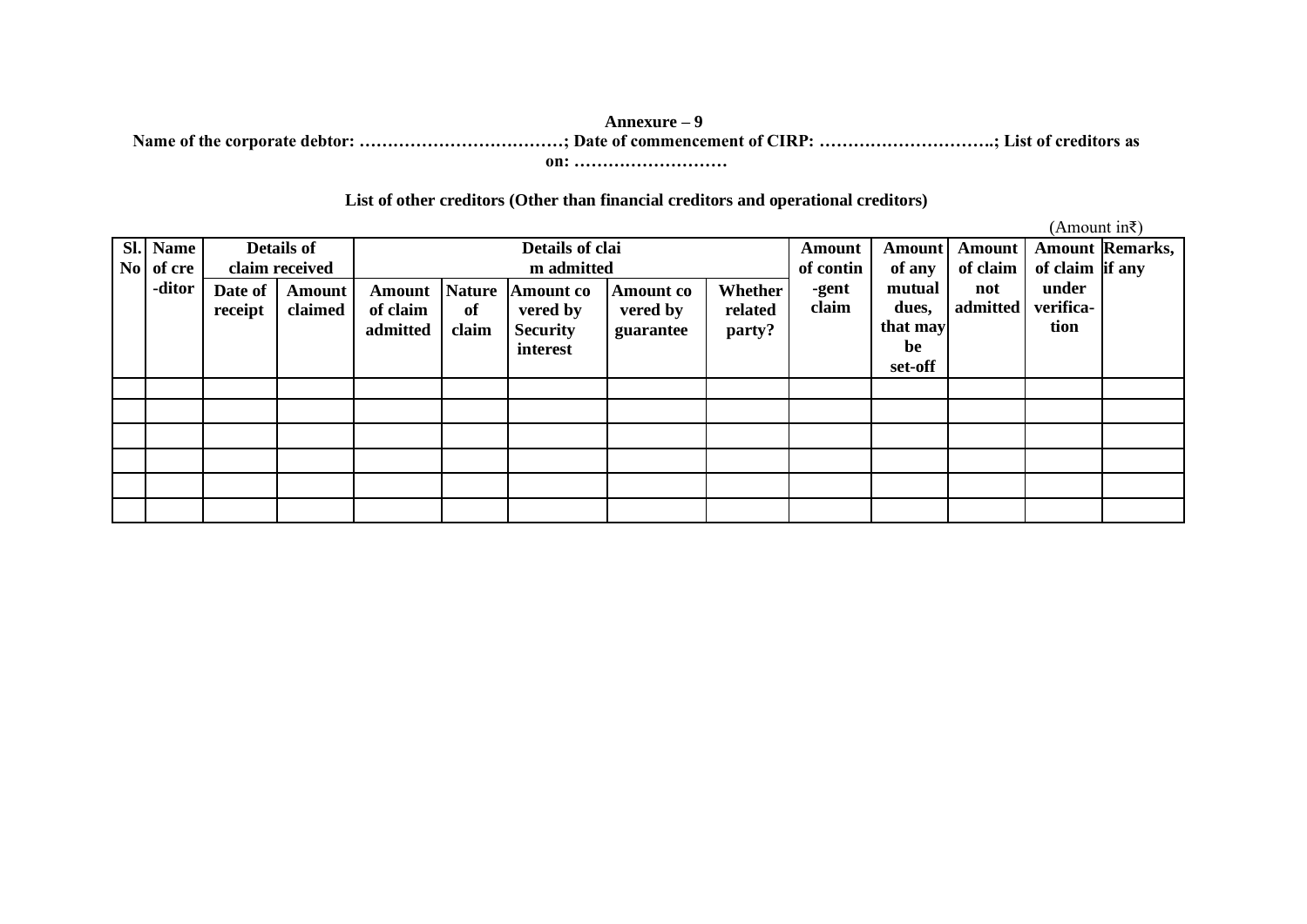**Annexure – 9**

**Name of the corporate debtor: ………………………………; Date of commencement of CIRP: …………………………..; List of creditors as on: ………………………**

**List of other creditors (Other than financial creditors and operational creditors)**

(Amount in₹)

| Sl. No | Name of cre-ditor | Details of claim received | | Details of claim admitted | | | | | Amount of contin-gent claim | Amount of any mutual dues, that may be set-off | Amount of claim not admitted | Amount of claim under verifica-tion | Remarks, if any |
|---|---|---|---|---|---|---|---|---|---|---|---|---|---|
| | | Date of receipt | Amount claimed | Amount of claim admitted | Nature of claim | Amount covered by Security interest | Amount covered by guarantee | Whether related party? | | | | | |
| | | | | | | | | | | | | | |
| | | | | | | | | | | | | | |
| | | | | | | | | | | | | | |
| | | | | | | | | | | | | | |
| | | | | | | | | | | | | | |
| | | | | | | | | | | | | | |